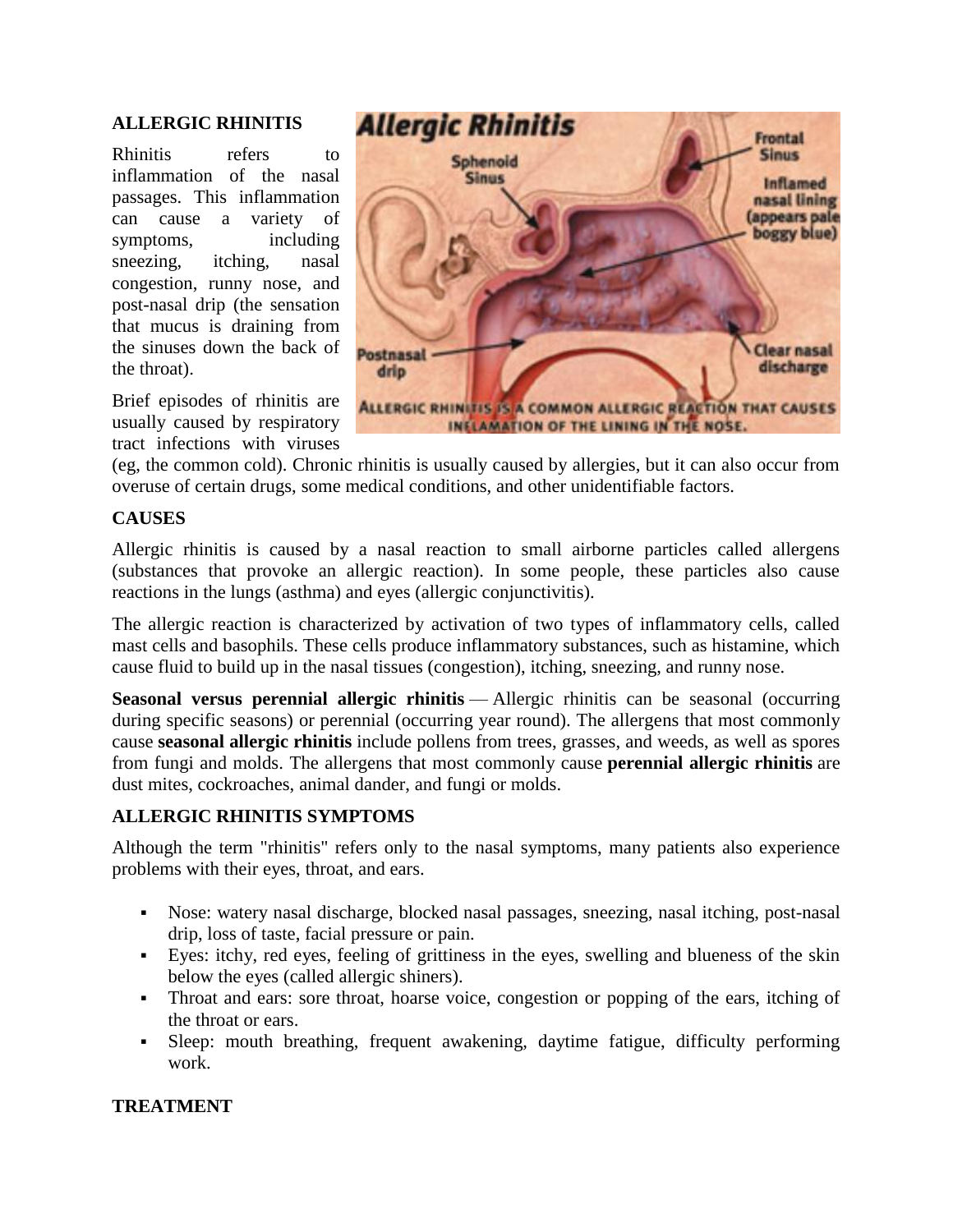## ALLERGIC RHINITIS

Rhinitis refers to inflammation of the nasal passages. This inflammation can cause a variety of symptoms, including sneezing, itching, nasal congestion, runny nose, and post-nasal drip (the sensation that mucus is draining from the sinuses down the back of the throat).

Brief episodes of rhinitis are usually caused by respiratory tract infections with viruses (eg, the common cold). Chronic rhinitis is usually caused by allergies, but it can also occur from overuse of certain drugs, some medical conditions, and other unidentifiable factors.

## CAUSES

Allergic rhinitis is caused by a nasal reaction to small airborne particles called allergens (substances that provoke an allergic reaction). In some people, these particles also cause reactions in the lungs (asthma) and eyes (allergic conjunctivitis).

The allergic reaction is characterized by activation of two types of inflammatory cells, called mast cells and basophils. These cells produce inflammatory substances, such as histamine, which cause fluid to build up in the nasal tissues (congestion), itching, sneezing, and runny nose.

**Seasonal versus perennial allergic rhinitis** — Allergic rhinitis can be seasonal (occurring during specific seasons) or perennial (occurring year round). The allergens that most commonly cause **seasonal allergic rhinitis** include pollens from trees, grasses, and weeds, as well as spores from fungi and molds. The allergens that most commonly cause **perennial allergic rhinitis** are dust mites, cockroaches, animal dander, and fungi or molds.

## ALLERGIC RHINITIS SYMPTOMS

Although the term "rhinitis" refers only to the nasal symptoms, many patients also experience problems with their eyes, throat, and ears.

- Nose: watery nasal discharge, blocked nasal passages, sneezing, nasal itching, post-nasal drip, loss of taste, facial pressure or pain.
- Eyes: itchy, red eyes, feeling of grittiness in the eyes, swelling and blueness of the skin below the eyes (called allergic shiners).
- Throat and ears: sore throat, hoarse voice, congestion or popping of the ears, itching of the throat or ears.
- Sleep: mouth breathing, frequent awakening, daytime fatigue, difficulty performing work.

## TREATMENT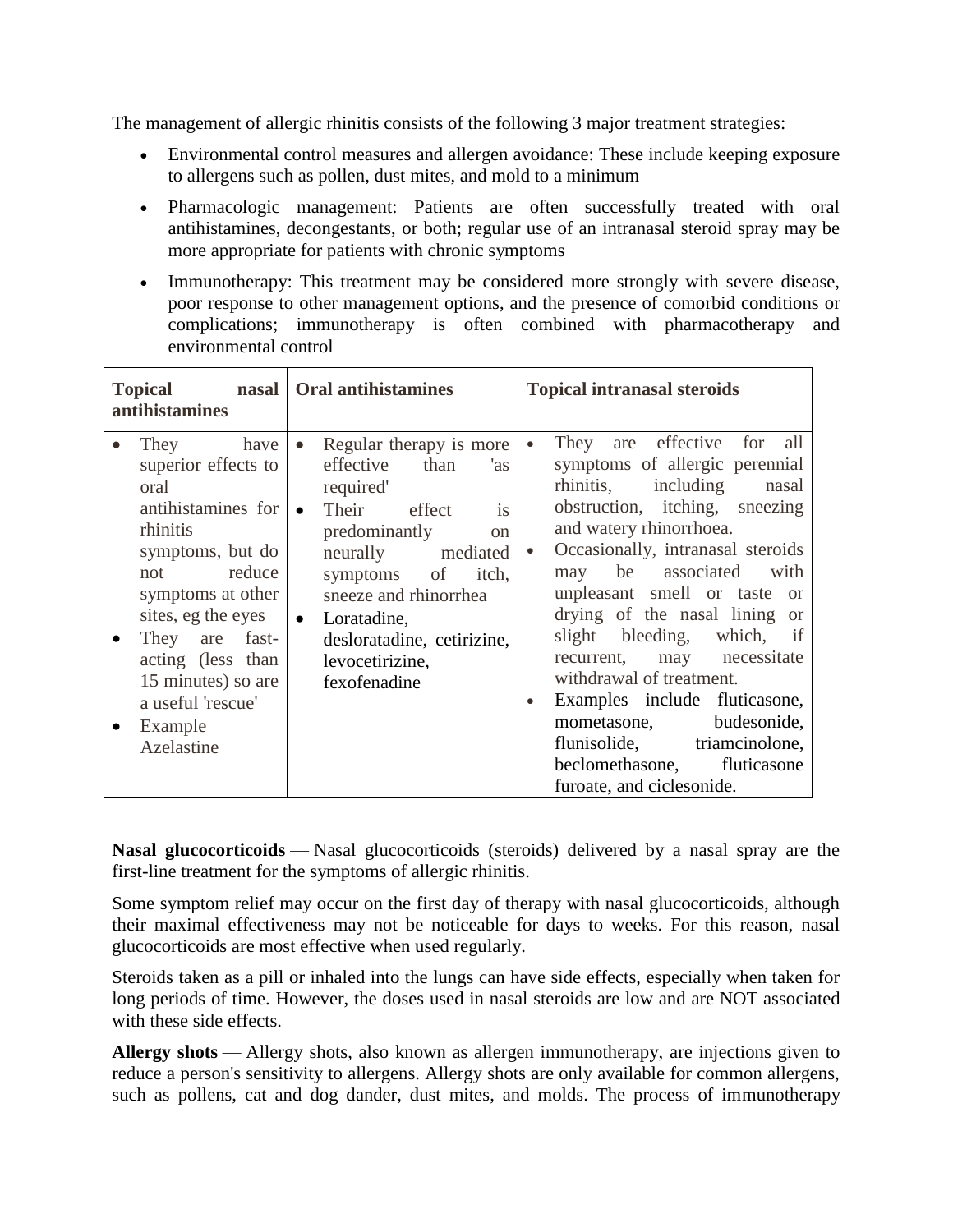The management of allergic rhinitis consists of the following 3 major treatment strategies:

- Environmental control measures and allergen avoidance: These include keeping exposure to allergens such as pollen, dust mites, and mold to a minimum
- Pharmacologic management: Patients are often successfully treated with oral antihistamines, decongestants, or both; regular use of an intranasal steroid spray may be more appropriate for patients with chronic symptoms
- Immunotherapy: This treatment may be considered more strongly with severe disease, poor response to other management options, and the presence of comorbid conditions or complications; immunotherapy is often combined with pharmacotherapy and environmental control

| **Topical nasal antihistamines** | **Oral antihistamines** | **Topical intranasal steroids** |
|---|---|---|
| • They have superior effects to oral antihistamines for rhinitis symptoms, but do not reduce symptoms at other sites, eg the eyes<br>• They are fast-acting (less than 15 minutes) so are a useful 'rescue'<br>• Example Azelastine | • Regular therapy is more effective than 'as required'<br>• Their effect is predominantly on neurally mediated symptoms of itch, sneeze and rhinorrhea<br>• Loratadine, desloratadine, cetirizine, levocetirizine, fexofenadine | • They are effective for all symptoms of allergic perennial rhinitis, including nasal obstruction, itching, sneezing and watery rhinorrhoea.<br>• Occasionally, intranasal steroids may be associated with unpleasant smell or taste or drying of the nasal lining or slight bleeding, which, if recurrent, may necessitate withdrawal of treatment.<br>• Examples include fluticasone, mometasone, budesonide, flunisolide, triamcinolone, beclomethasone, fluticasone furoate, and ciclesonide. |

**Nasal glucocorticoids** — Nasal glucocorticoids (steroids) delivered by a nasal spray are the first-line treatment for the symptoms of allergic rhinitis.

Some symptom relief may occur on the first day of therapy with nasal glucocorticoids, although their maximal effectiveness may not be noticeable for days to weeks. For this reason, nasal glucocorticoids are most effective when used regularly.

Steroids taken as a pill or inhaled into the lungs can have side effects, especially when taken for long periods of time. However, the doses used in nasal steroids are low and are NOT associated with these side effects.

**Allergy shots** — Allergy shots, also known as allergen immunotherapy, are injections given to reduce a person's sensitivity to allergens. Allergy shots are only available for common allergens, such as pollens, cat and dog dander, dust mites, and molds. The process of immunotherapy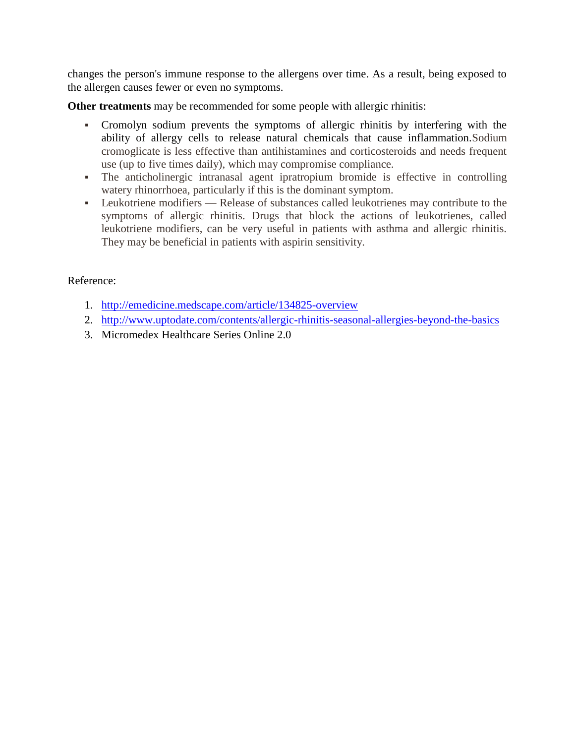changes the person's immune response to the allergens over time. As a result, being exposed to the allergen causes fewer or even no symptoms.

**Other treatments** may be recommended for some people with allergic rhinitis:

- Cromolyn sodium prevents the symptoms of allergic rhinitis by interfering with the ability of allergy cells to release natural chemicals that cause inflammation.Sodium cromoglicate is less effective than antihistamines and corticosteroids and needs frequent use (up to five times daily), which may compromise compliance.
- The anticholinergic intranasal agent ipratropium bromide is effective in controlling watery rhinorrhoea, particularly if this is the dominant symptom.
- Leukotriene modifiers — Release of substances called leukotrienes may contribute to the symptoms of allergic rhinitis. Drugs that block the actions of leukotrienes, called leukotriene modifiers, can be very useful in patients with asthma and allergic rhinitis. They may be beneficial in patients with aspirin sensitivity.

Reference:

1. http://emedicine.medscape.com/article/134825-overview
2. http://www.uptodate.com/contents/allergic-rhinitis-seasonal-allergies-beyond-the-basics
3. Micromedex Healthcare Series Online 2.0